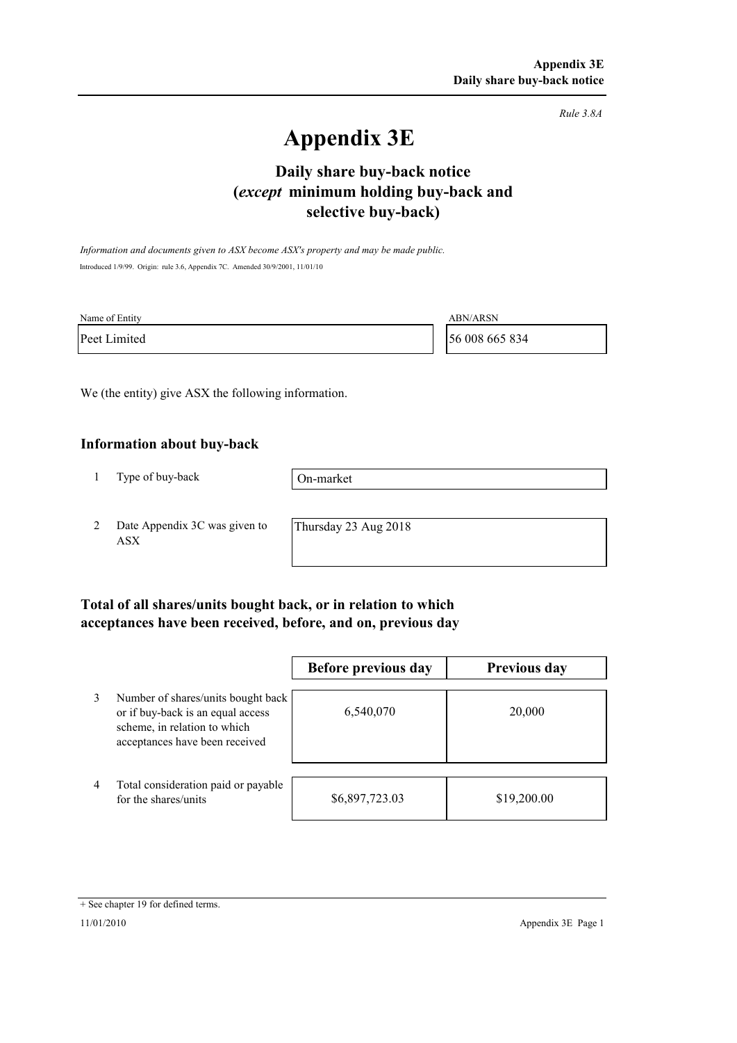*Rule 3.8A*

# Appendix 3E

## Daily share buy-back notice (*except* minimum holding buy-back and selective buy-back)

*Information and documents given to ASX become ASX's property and may be made public.*

Introduced 1/9/99. Origin: rule 3.6, Appendix 7C. Amended 30/9/2001, 11/01/10

| Name of Entity | ABN/ARSN |
|---|---|
| Peet Limited | 56 008 665 834 |

We (the entity) give ASX the following information.

### Information about buy-back

| | | |
|---|---|---|
| 1 | Type of buy-back | On-market |
| 2 | Date Appendix 3C was given to ASX | Thursday 23 Aug 2018 |

### Total of all shares/units bought back, or in relation to which acceptances have been received, before, and on, previous day

| | | Before previous day | Previous day |
|---|---|---|---|
| 3 | Number of shares/units bought back or if buy-back is an equal access scheme, in relation to which acceptances have been received | 6,540,070 | 20,000 |
| 4 | Total consideration paid or payable for the shares/units | $6,897,723.03 | $19,200.00 |

+ See chapter 19 for defined terms.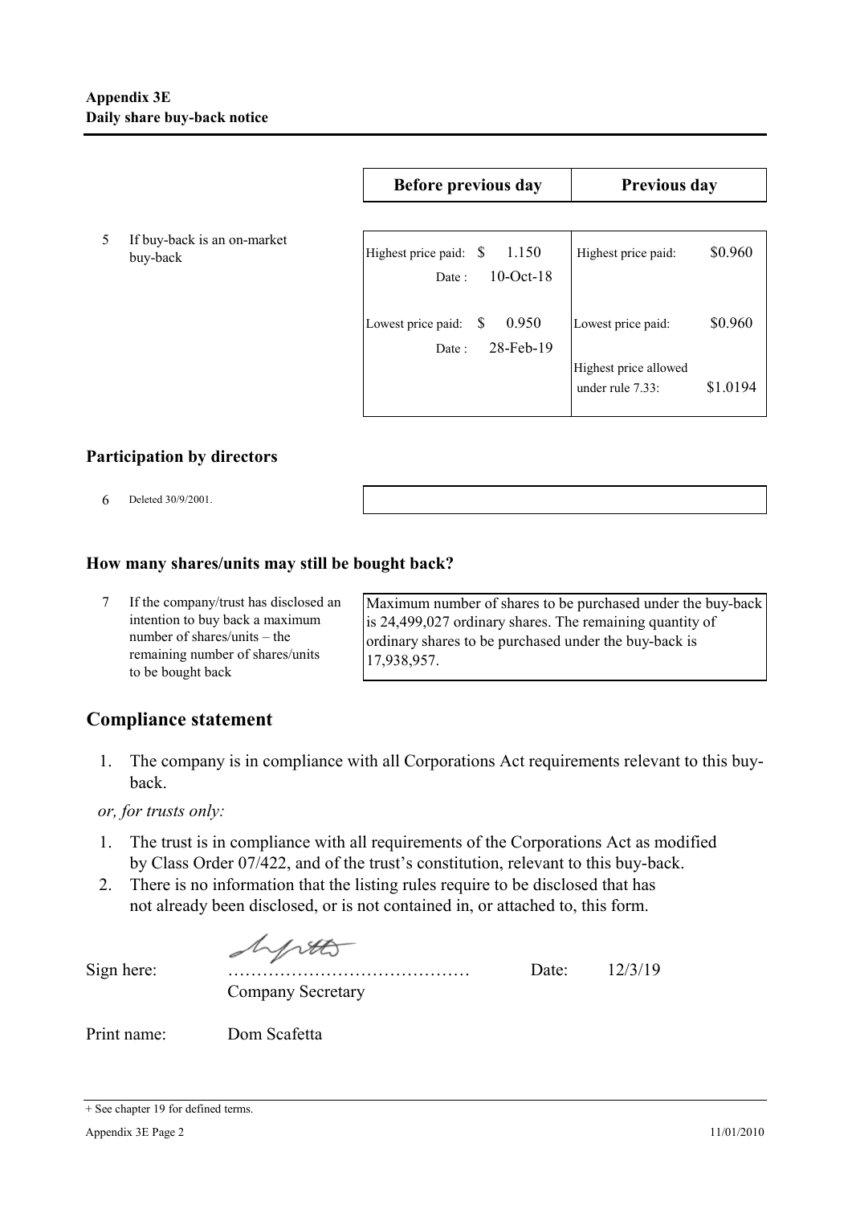**Appendix 3E**
**Daily share buy-back notice**

| | Before previous day | Previous day |
|---|---|---|
| 5 If buy-back is an on-market buy-back | Highest price paid: $ 1.150<br>Date : 10-Oct-18 | Highest price paid: $0.960 |
| | Lowest price paid: $ 0.950<br>Date : 28-Feb-19 | Lowest price paid: $0.960 |
| | | Highest price allowed under rule 7.33: $1.0194 |

## Participation by directors

| | |
|---|---|
| 6 Deleted 30/9/2001. | |

## How many shares/units may still be bought back?

| | |
|---|---|
| 7 If the company/trust has disclosed an intention to buy back a maximum number of shares/units – the remaining number of shares/units to be bought back | Maximum number of shares to be purchased under the buy-back is 24,499,027 ordinary shares. The remaining quantity of ordinary shares to be purchased under the buy-back is 17,938,957. |

## Compliance statement

1. The company is in compliance with all Corporations Act requirements relevant to this buy-back.

*or, for trusts only:*

1. The trust is in compliance with all requirements of the Corporations Act as modified by Class Order 07/422, and of the trust's constitution, relevant to this buy-back.
2. There is no information that the listing rules require to be disclosed that has not already been disclosed, or is not contained in, or attached to, this form.

Sign here: ……………………………………… Date: 12/3/19
Company Secretary

Print name: Dom Scafetta

+ See chapter 19 for defined terms.